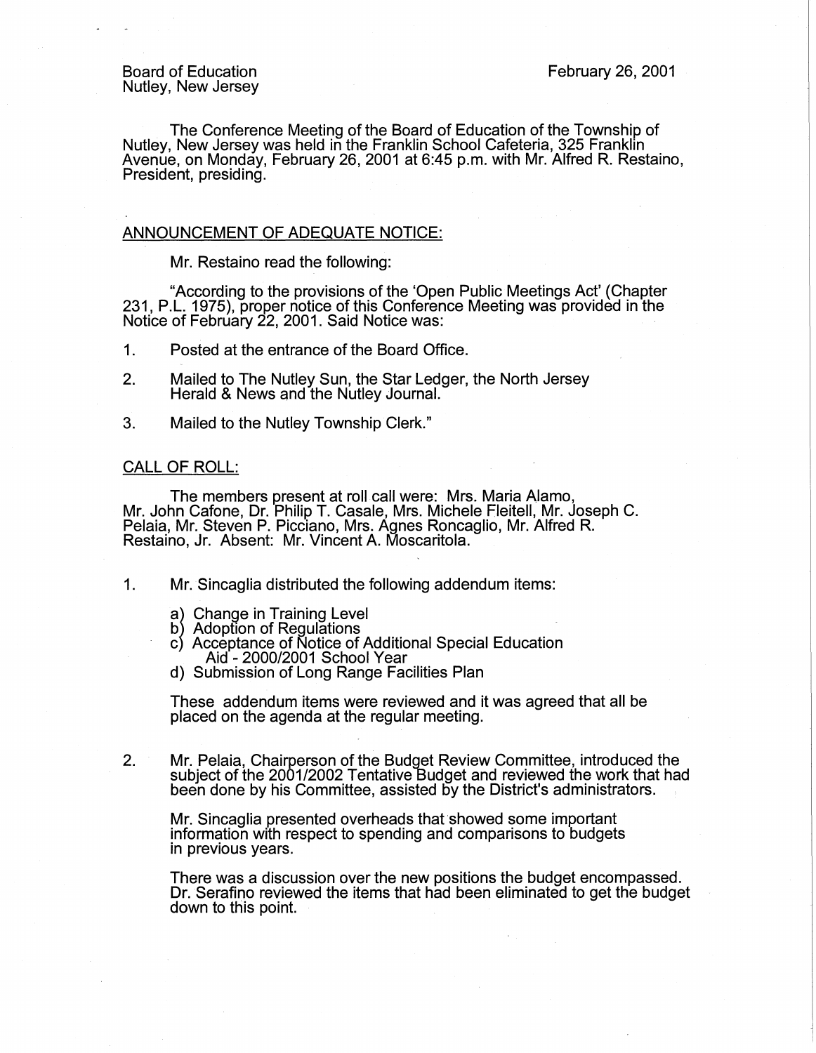Board of Education
Nutley, New Jersey

February 26, 2001

The Conference Meeting of the Board of Education of the Township of Nutley, New Jersey was held in the Franklin School Cafeteria, 325 Franklin Avenue, on Monday, February 26, 2001 at 6:45 p.m. with Mr. Alfred R. Restaino, President, presiding.

## ANNOUNCEMENT OF ADEQUATE NOTICE:

Mr. Restaino read the following:

"According to the provisions of the 'Open Public Meetings Act' (Chapter 231, P.L. 1975), proper notice of this Conference Meeting was provided in the Notice of February 22, 2001. Said Notice was:

1. Posted at the entrance of the Board Office.
2. Mailed to The Nutley Sun, the Star Ledger, the North Jersey Herald & News and the Nutley Journal.
3. Mailed to the Nutley Township Clerk."

## CALL OF ROLL:

The members present at roll call were: Mrs. Maria Alamo, Mr. John Cafone, Dr. Philip T. Casale, Mrs. Michele Fleitell, Mr. Joseph C. Pelaia, Mr. Steven P. Picciano, Mrs. Agnes Roncaglio, Mr. Alfred R. Restaino, Jr. Absent: Mr. Vincent A. Moscaritola.

1. Mr. Sincaglia distributed the following addendum items:

   a) Change in Training Level
   b) Adoption of Regulations
   c) Acceptance of Notice of Additional Special Education Aid - 2000/2001 School Year
   d) Submission of Long Range Facilities Plan

   These addendum items were reviewed and it was agreed that all be placed on the agenda at the regular meeting.

2. Mr. Pelaia, Chairperson of the Budget Review Committee, introduced the subject of the 2001/2002 Tentative Budget and reviewed the work that had been done by his Committee, assisted by the District's administrators.

   Mr. Sincaglia presented overheads that showed some important information with respect to spending and comparisons to budgets in previous years.

   There was a discussion over the new positions the budget encompassed. Dr. Serafino reviewed the items that had been eliminated to get the budget down to this point.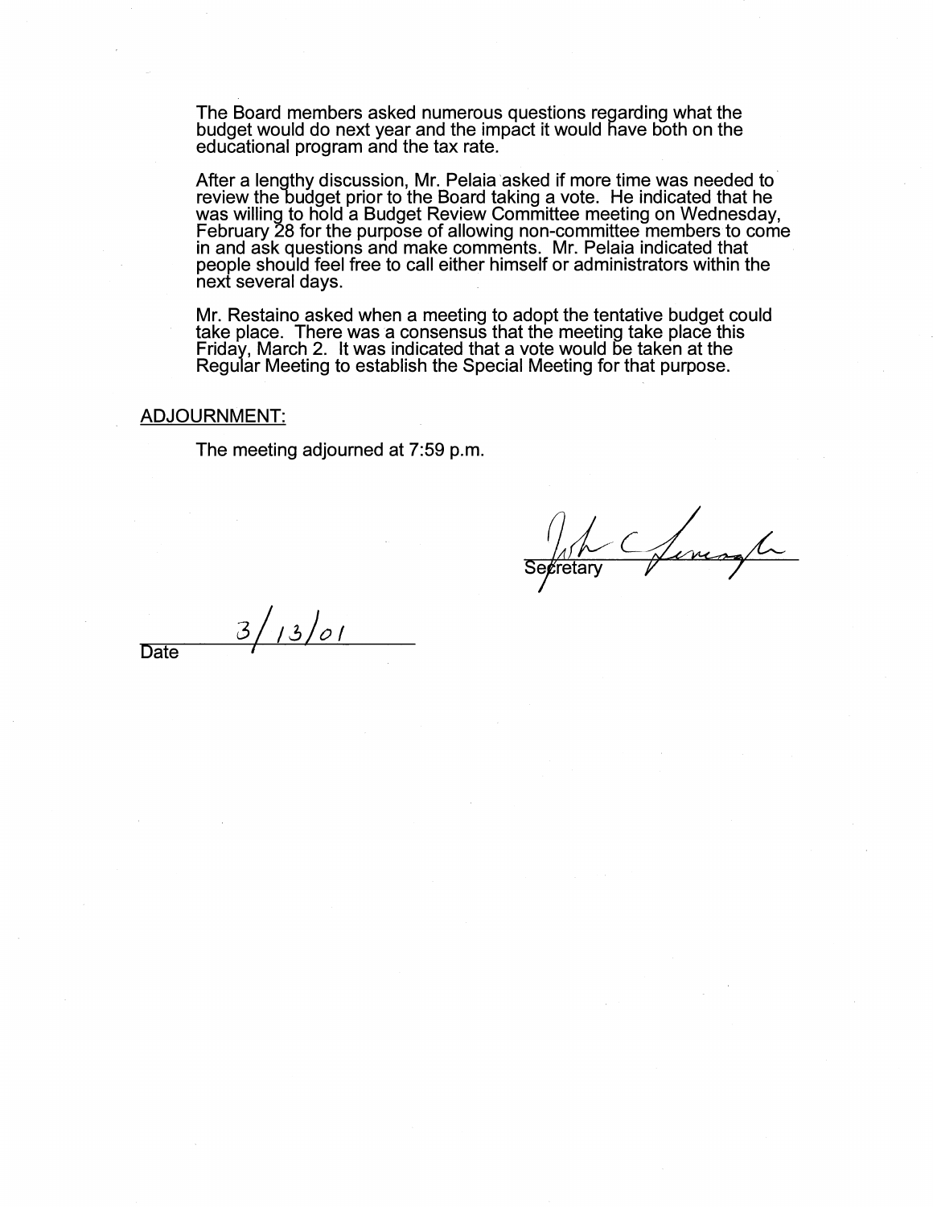The Board members asked numerous questions regarding what the budget would do next year and the impact it would have both on the educational program and the tax rate.

After a lengthy discussion, Mr. Pelaia asked if more time was needed to review the budget prior to the Board taking a vote. He indicated that he was willing to hold a Budget Review Committee meeting on Wednesday, February 28 for the purpose of allowing non-committee members to come in and ask questions and make comments. Mr. Pelaia indicated that people should feel free to call either himself or administrators within the next several days.

Mr. Restaino asked when a meeting to adopt the tentative budget could take place. There was a consensus that the meeting take place this Friday, March 2. It was indicated that a vote would be taken at the Regular Meeting to establish the Special Meeting for that purpose.

ADJOURNMENT:

The meeting adjourned at 7:59 p.m.

Secretary

Date 3/13/01